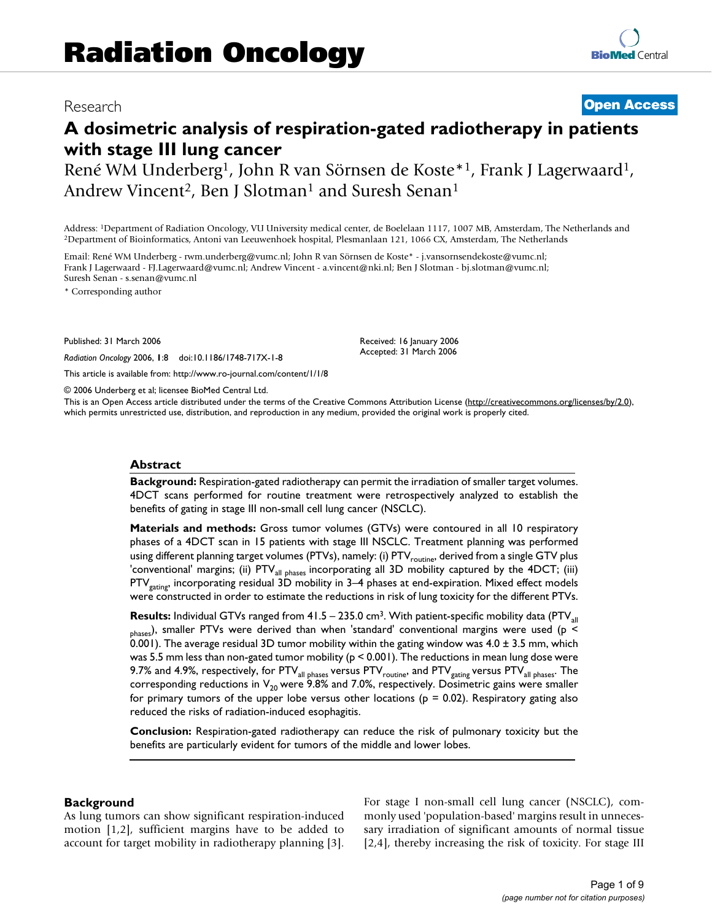# Radiation Oncology

Research

**Open Access**

## A dosimetric analysis of respiration-gated radiotherapy in patients with stage III lung cancer

René WM Underberg[1], John R van Sörnsen de Koste*[1], Frank J Lagerwaard[1], Andrew Vincent[2], Ben J Slotman[1] and Suresh Senan[1]

Address: [1]Department of Radiation Oncology, VU University medical center, de Boelelaan 1117, 1007 MB, Amsterdam, The Netherlands and [2]Department of Bioinformatics, Antoni van Leeuwenhoek hospital, Plesmanlaan 121, 1066 CX, Amsterdam, The Netherlands

Email: René WM Underberg - rwm.underberg@vumc.nl; John R van Sörnsen de Koste* - j.vansornsendekoste@vumc.nl; Frank J Lagerwaard - FJ.Lagerwaard@vumc.nl; Andrew Vincent - a.vincent@nki.nl; Ben J Slotman - bj.slotman@vumc.nl; Suresh Senan - s.senan@vumc.nl

\* Corresponding author

Published: 31 March 2006

*Radiation Oncology* 2006, **1**:8 doi:10.1186/1748-717X-1-8

Received: 16 January 2006

Accepted: 31 March 2006

This article is available from: http://www.ro-journal.com/content/1/1/8

© 2006 Underberg et al; licensee BioMed Central Ltd.

This is an Open Access article distributed under the terms of the Creative Commons Attribution License (http://creativecommons.org/licenses/by/2.0), which permits unrestricted use, distribution, and reproduction in any medium, provided the original work is properly cited.

### Abstract

**Background:** Respiration-gated radiotherapy can permit the irradiation of smaller target volumes. 4DCT scans performed for routine treatment were retrospectively analyzed to establish the benefits of gating in stage III non-small cell lung cancer (NSCLC).

**Materials and methods:** Gross tumor volumes (GTVs) were contoured in all 10 respiratory phases of a 4DCT scan in 15 patients with stage III NSCLC. Treatment planning was performed using different planning target volumes (PTVs), namely: (i) $PTV_{routine}$, derived from a single GTV plus 'conventional' margins; (ii) $PTV_{all\ phases}$ incorporating all 3D mobility captured by the 4DCT; (iii) $PTV_{gating}$, incorporating residual 3D mobility in 3–4 phases at end-expiration. Mixed effect models were constructed in order to estimate the reductions in risk of lung toxicity for the different PTVs.

**Results:** Individual GTVs ranged from 41.5 – 235.0 $cm^3$. With patient-specific mobility data ($PTV_{all\ phases}$), smaller PTVs were derived than when 'standard' conventional margins were used ($p < 0.001$). The average residual 3D tumor mobility within the gating window was 4.0 ± 3.5 mm, which was 5.5 mm less than non-gated tumor mobility ($p < 0.001$). The reductions in mean lung dose were 9.7% and 4.9%, respectively, for $PTV_{all\ phases}$ versus $PTV_{routine}$, and $PTV_{gating}$ versus $PTV_{all\ phases}$. The corresponding reductions in $V_{20}$ were 9.8% and 7.0%, respectively. Dosimetric gains were smaller for primary tumors of the upper lobe versus other locations ($p = 0.02$). Respiratory gating also reduced the risks of radiation-induced esophagitis.

**Conclusion:** Respiration-gated radiotherapy can reduce the risk of pulmonary toxicity but the benefits are particularly evident for tumors of the middle and lower lobes.

### Background

As lung tumors can show significant respiration-induced motion [1,2], sufficient margins have to be added to account for target mobility in radiotherapy planning [3]. For stage I non-small cell lung cancer (NSCLC), commonly used 'population-based' margins result in unnecessary irradiation of significant amounts of normal tissue [2,4], thereby increasing the risk of toxicity. For stage III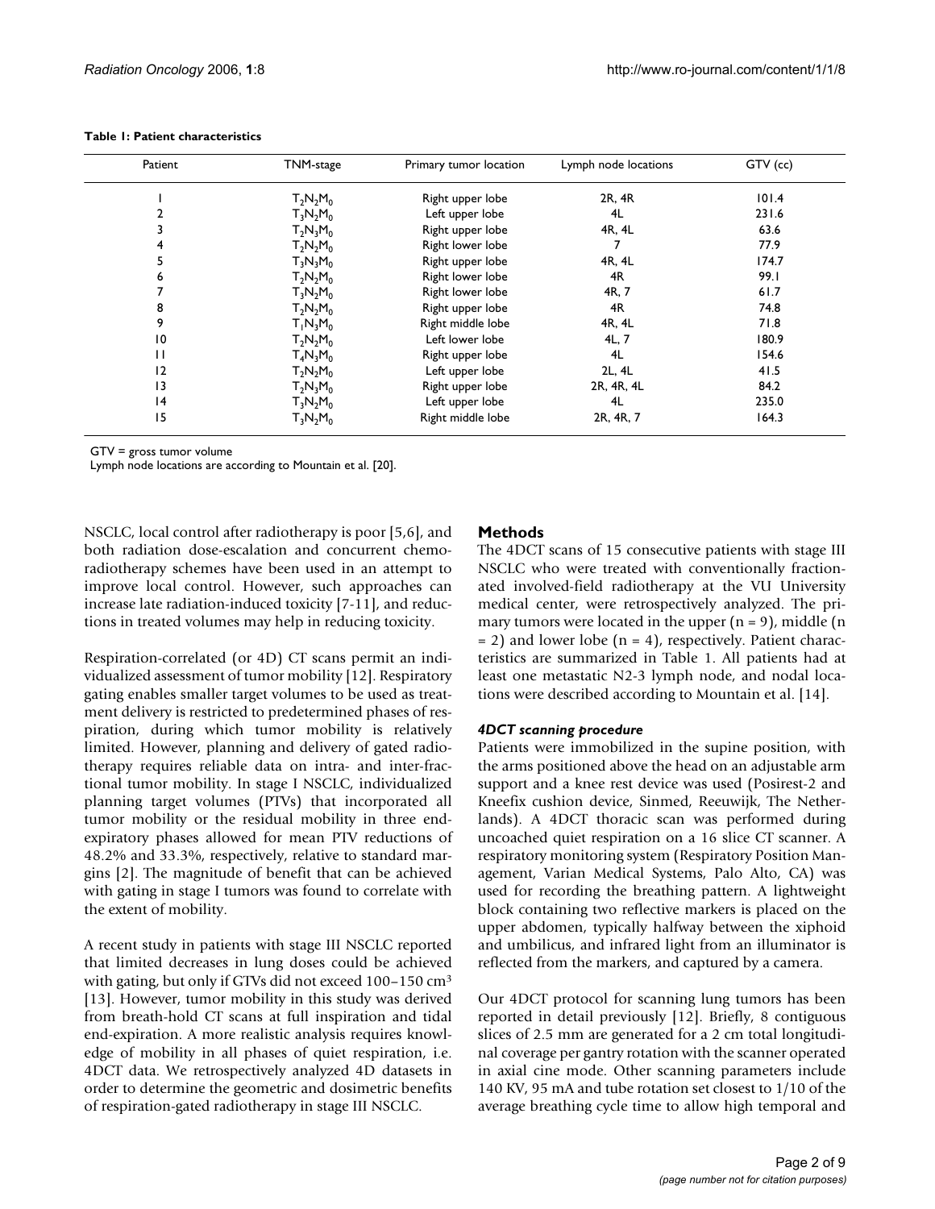**Table 1: Patient characteristics**

| Patient | TNM-stage | Primary tumor location | Lymph node locations | GTV (cc) |
|---|---|---|---|---|
| 1 | $T_2N_2M_0$ | Right upper lobe | 2R, 4R | 101.4 |
| 2 | $T_3N_2M_0$ | Left upper lobe | 4L | 231.6 |
| 3 | $T_2N_3M_0$ | Right upper lobe | 4R, 4L | 63.6 |
| 4 | $T_2N_2M_0$ | Right lower lobe | 7 | 77.9 |
| 5 | $T_3N_3M_0$ | Right upper lobe | 4R, 4L | 174.7 |
| 6 | $T_2N_2M_0$ | Right lower lobe | 4R | 99.1 |
| 7 | $T_3N_2M_0$ | Right lower lobe | 4R, 7 | 61.7 |
| 8 | $T_2N_2M_0$ | Right upper lobe | 4R | 74.8 |
| 9 | $T_1N_3M_0$ | Right middle lobe | 4R, 4L | 71.8 |
| 10 | $T_2N_2M_0$ | Left lower lobe | 4L, 7 | 180.9 |
| 11 | $T_4N_3M_0$ | Right upper lobe | 4L | 154.6 |
| 12 | $T_2N_2M_0$ | Left upper lobe | 2L, 4L | 41.5 |
| 13 | $T_2N_3M_0$ | Right upper lobe | 2R, 4R, 4L | 84.2 |
| 14 | $T_3N_2M_0$ | Left upper lobe | 4L | 235.0 |
| 15 | $T_3N_2M_0$ | Right middle lobe | 2R, 4R, 7 | 164.3 |

GTV = gross tumor volume

Lymph node locations are according to Mountain et al. [20].

NSCLC, local control after radiotherapy is poor [5,6], and both radiation dose-escalation and concurrent chemoradiotherapy schemes have been used in an attempt to improve local control. However, such approaches can increase late radiation-induced toxicity [7-11], and reductions in treated volumes may help in reducing toxicity.

Respiration-correlated (or 4D) CT scans permit an individualized assessment of tumor mobility [12]. Respiratory gating enables smaller target volumes to be used as treatment delivery is restricted to predetermined phases of respiration, during which tumor mobility is relatively limited. However, planning and delivery of gated radiotherapy requires reliable data on intra- and inter-fractional tumor mobility. In stage I NSCLC, individualized planning target volumes (PTVs) that incorporated all tumor mobility or the residual mobility in three end-expiratory phases allowed for mean PTV reductions of 48.2% and 33.3%, respectively, relative to standard margins [2]. The magnitude of benefit that can be achieved with gating in stage I tumors was found to correlate with the extent of mobility.

A recent study in patients with stage III NSCLC reported that limited decreases in lung doses could be achieved with gating, but only if GTVs did not exceed 100–150 $cm^3$ [13]. However, tumor mobility in this study was derived from breath-hold CT scans at full inspiration and tidal end-expiration. A more realistic analysis requires knowledge of mobility in all phases of quiet respiration, i.e. 4DCT data. We retrospectively analyzed 4D datasets in order to determine the geometric and dosimetric benefits of respiration-gated radiotherapy in stage III NSCLC.

## Methods

The 4DCT scans of 15 consecutive patients with stage III NSCLC who were treated with conventionally fractionated involved-field radiotherapy at the VU University medical center, were retrospectively analyzed. The primary tumors were located in the upper (n = 9), middle (n = 2) and lower lobe (n = 4), respectively. Patient characteristics are summarized in Table 1. All patients had at least one metastatic N2-3 lymph node, and nodal locations were described according to Mountain et al. [14].

### *4DCT scanning procedure*

Patients were immobilized in the supine position, with the arms positioned above the head on an adjustable arm support and a knee rest device was used (Posirest-2 and Kneefix cushion device, Sinmed, Reeuwijk, The Netherlands). A 4DCT thoracic scan was performed during uncoached quiet respiration on a 16 slice CT scanner. A respiratory monitoring system (Respiratory Position Management, Varian Medical Systems, Palo Alto, CA) was used for recording the breathing pattern. A lightweight block containing two reflective markers is placed on the upper abdomen, typically halfway between the xiphoid and umbilicus, and infrared light from an illuminator is reflected from the markers, and captured by a camera.

Our 4DCT protocol for scanning lung tumors has been reported in detail previously [12]. Briefly, 8 contiguous slices of 2.5 mm are generated for a 2 cm total longitudinal coverage per gantry rotation with the scanner operated in axial cine mode. Other scanning parameters include 140 KV, 95 mA and tube rotation set closest to 1/10 of the average breathing cycle time to allow high temporal and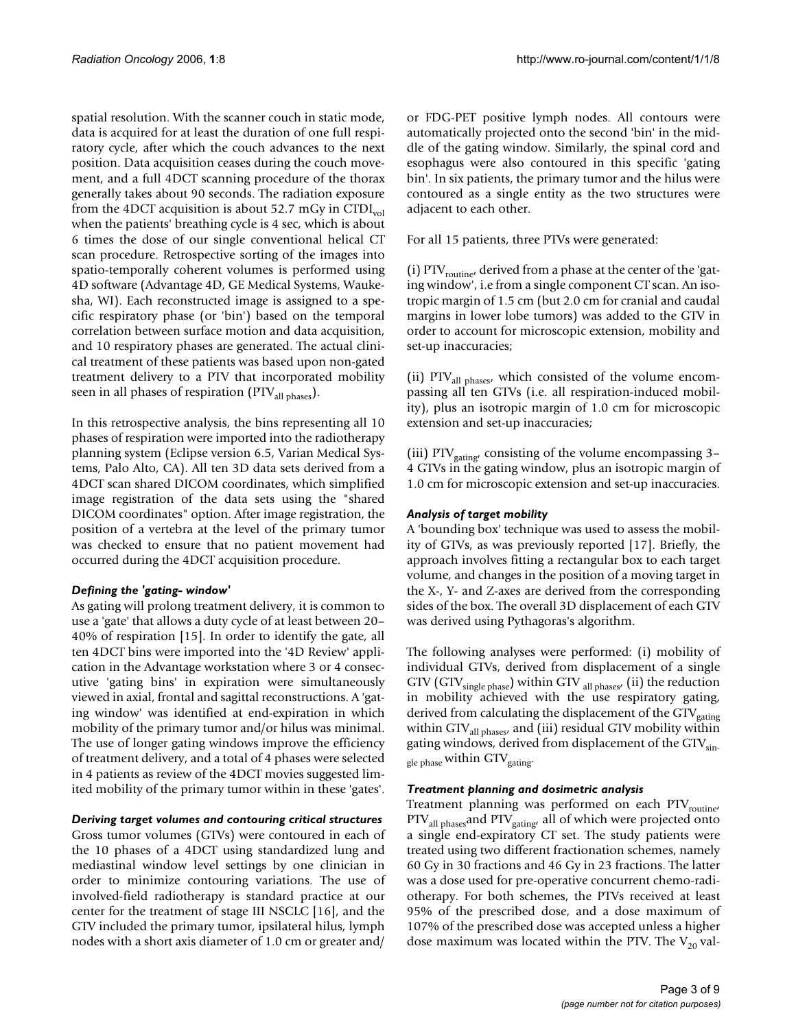spatial resolution. With the scanner couch in static mode, data is acquired for at least the duration of one full respiratory cycle, after which the couch advances to the next position. Data acquisition ceases during the couch movement, and a full 4DCT scanning procedure of the thorax generally takes about 90 seconds. The radiation exposure from the 4DCT acquisition is about 52.7 mGy in $CTDI_{vol}$ when the patients' breathing cycle is 4 sec, which is about 6 times the dose of our single conventional helical CT scan procedure. Retrospective sorting of the images into spatio-temporally coherent volumes is performed using 4D software (Advantage 4D, GE Medical Systems, Waukesha, WI). Each reconstructed image is assigned to a specific respiratory phase (or 'bin') based on the temporal correlation between surface motion and data acquisition, and 10 respiratory phases are generated. The actual clinical treatment of these patients was based upon non-gated treatment delivery to a PTV that incorporated mobility seen in all phases of respiration ($PTV_{all\ phases}$).

In this retrospective analysis, the bins representing all 10 phases of respiration were imported into the radiotherapy planning system (Eclipse version 6.5, Varian Medical Systems, Palo Alto, CA). All ten 3D data sets derived from a 4DCT scan shared DICOM coordinates, which simplified image registration of the data sets using the "shared DICOM coordinates" option. After image registration, the position of a vertebra at the level of the primary tumor was checked to ensure that no patient movement had occurred during the 4DCT acquisition procedure.

### *Defining the 'gating- window'*

As gating will prolong treatment delivery, it is common to use a 'gate' that allows a duty cycle of at least between 20–40% of respiration [15]. In order to identify the gate, all ten 4DCT bins were imported into the '4D Review' application in the Advantage workstation where 3 or 4 consecutive 'gating bins' in expiration were simultaneously viewed in axial, frontal and sagittal reconstructions. A 'gating window' was identified at end-expiration in which mobility of the primary tumor and/or hilus was minimal. The use of longer gating windows improve the efficiency of treatment delivery, and a total of 4 phases were selected in 4 patients as review of the 4DCT movies suggested limited mobility of the primary tumor within in these 'gates'.

### *Deriving target volumes and contouring critical structures*

Gross tumor volumes (GTVs) were contoured in each of the 10 phases of a 4DCT using standardized lung and mediastinal window level settings by one clinician in order to minimize contouring variations. The use of involved-field radiotherapy is standard practice at our center for the treatment of stage III NSCLC [16], and the GTV included the primary tumor, ipsilateral hilus, lymph nodes with a short axis diameter of 1.0 cm or greater and/or FDG-PET positive lymph nodes. All contours were automatically projected onto the second 'bin' in the middle of the gating window. Similarly, the spinal cord and esophagus were also contoured in this specific 'gating bin'. In six patients, the primary tumor and the hilus were contoured as a single entity as the two structures were adjacent to each other.

For all 15 patients, three PTVs were generated:

(i) $PTV_{routine}$, derived from a phase at the center of the 'gating window', i.e from a single component CT scan. An isotropic margin of 1.5 cm (but 2.0 cm for cranial and caudal margins in lower lobe tumors) was added to the GTV in order to account for microscopic extension, mobility and set-up inaccuracies;

(ii) $PTV_{all\ phases}$, which consisted of the volume encompassing all ten GTVs (i.e. all respiration-induced mobility), plus an isotropic margin of 1.0 cm for microscopic extension and set-up inaccuracies;

(iii) $PTV_{gating}$, consisting of the volume encompassing 3–4 GTVs in the gating window, plus an isotropic margin of 1.0 cm for microscopic extension and set-up inaccuracies.

### *Analysis of target mobility*

A 'bounding box' technique was used to assess the mobility of GTVs, as was previously reported [17]. Briefly, the approach involves fitting a rectangular box to each target volume, and changes in the position of a moving target in the X-, Y- and Z-axes are derived from the corresponding sides of the box. The overall 3D displacement of each GTV was derived using Pythagoras's algorithm.

The following analyses were performed: (i) mobility of individual GTVs, derived from displacement of a single GTV ($GTV_{single\ phase}$) within $GTV_{all\ phases}$, (ii) the reduction in mobility achieved with the use respiratory gating, derived from calculating the displacement of the $GTV_{gating}$ within $GTV_{all\ phases}$, and (iii) residual GTV mobility within gating windows, derived from displacement of the $GTV_{single\ phase}$ within $GTV_{gating}$.

### *Treatment planning and dosimetric analysis*

Treatment planning was performed on each $PTV_{routine}$, $PTV_{all\ phases}$ and $PTV_{gating}$, all of which were projected onto a single end-expiratory CT set. The study patients were treated using two different fractionation schemes, namely 60 Gy in 30 fractions and 46 Gy in 23 fractions. The latter was a dose used for pre-operative concurrent chemo-radiotherapy. For both schemes, the PTVs received at least 95% of the prescribed dose, and a dose maximum of 107% of the prescribed dose was accepted unless a higher dose maximum was located within the PTV. The $V_{20}$ val-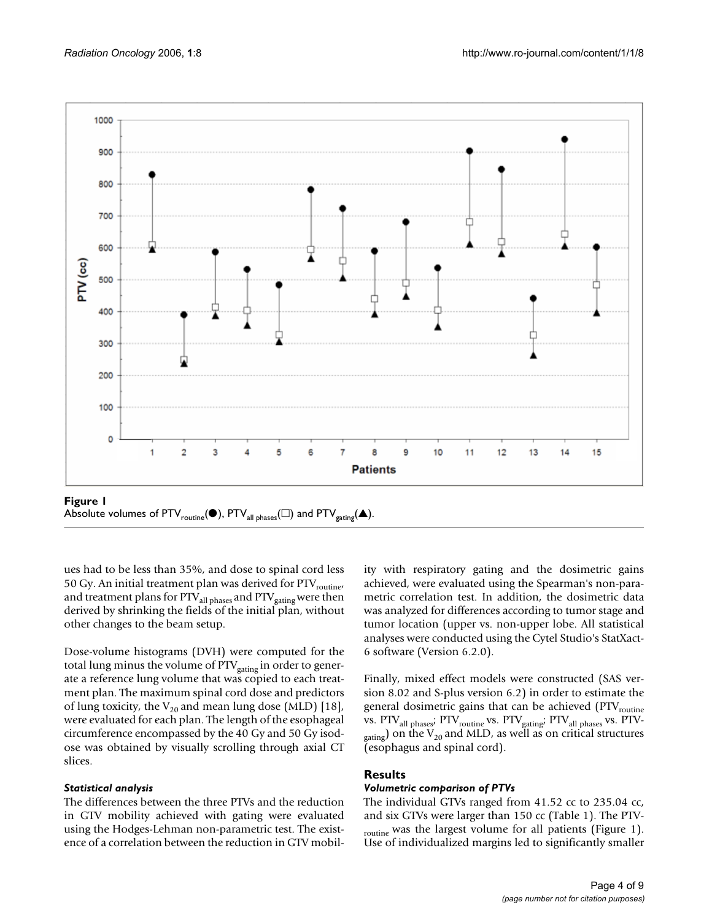1000
900
800
700
600
500
400
300
200
100
0
PTV (cc)
1 2 3 4 5 6 7 8 9 10 11 12 13 14 15
Patients

**Figure 1**
Absolute volumes of $PTV_{routine}$(●), $PTV_{all\ phases}$(□) and $PTV_{gating}$(▲).

ues had to be less than 35%, and dose to spinal cord less 50 Gy. An initial treatment plan was derived for $PTV_{routine}$, and treatment plans for $PTV_{all\ phases}$ and $PTV_{gating}$ were then derived by shrinking the fields of the initial plan, without other changes to the beam setup.

Dose-volume histograms (DVH) were computed for the total lung minus the volume of $PTV_{gating}$ in order to generate a reference lung volume that was copied to each treatment plan. The maximum spinal cord dose and predictors of lung toxicity, the $V_{20}$ and mean lung dose (MLD) [18], were evaluated for each plan. The length of the esophageal circumference encompassed by the 40 Gy and 50 Gy isodose was obtained by visually scrolling through axial CT slices.

### *Statistical analysis*

The differences between the three PTVs and the reduction in GTV mobility achieved with gating were evaluated using the Hodges-Lehman non-parametric test. The existence of a correlation between the reduction in GTV mobility with respiratory gating and the dosimetric gains achieved, were evaluated using the Spearman's non-parametric correlation test. In addition, the dosimetric data was analyzed for differences according to tumor stage and tumor location (upper vs. non-upper lobe. All statistical analyses were conducted using the Cytel Studio's StatXact-6 software (Version 6.2.0).

Finally, mixed effect models were constructed (SAS version 8.02 and S-plus version 6.2) in order to estimate the general dosimetric gains that can be achieved ($PTV_{routine}$ vs. $PTV_{all\ phases}$; $PTV_{routine}$ vs. $PTV_{gating}$; $PTV_{all\ phases}$ vs. $PTV_{gating}$) on the $V_{20}$ and MLD, as well as on critical structures (esophagus and spinal cord).

## Results

### *Volumetric comparison of PTVs*

The individual GTVs ranged from 41.52 cc to 235.04 cc, and six GTVs were larger than 150 cc (Table 1). The $PTV_{routine}$ was the largest volume for all patients (Figure 1). Use of individualized margins led to significantly smaller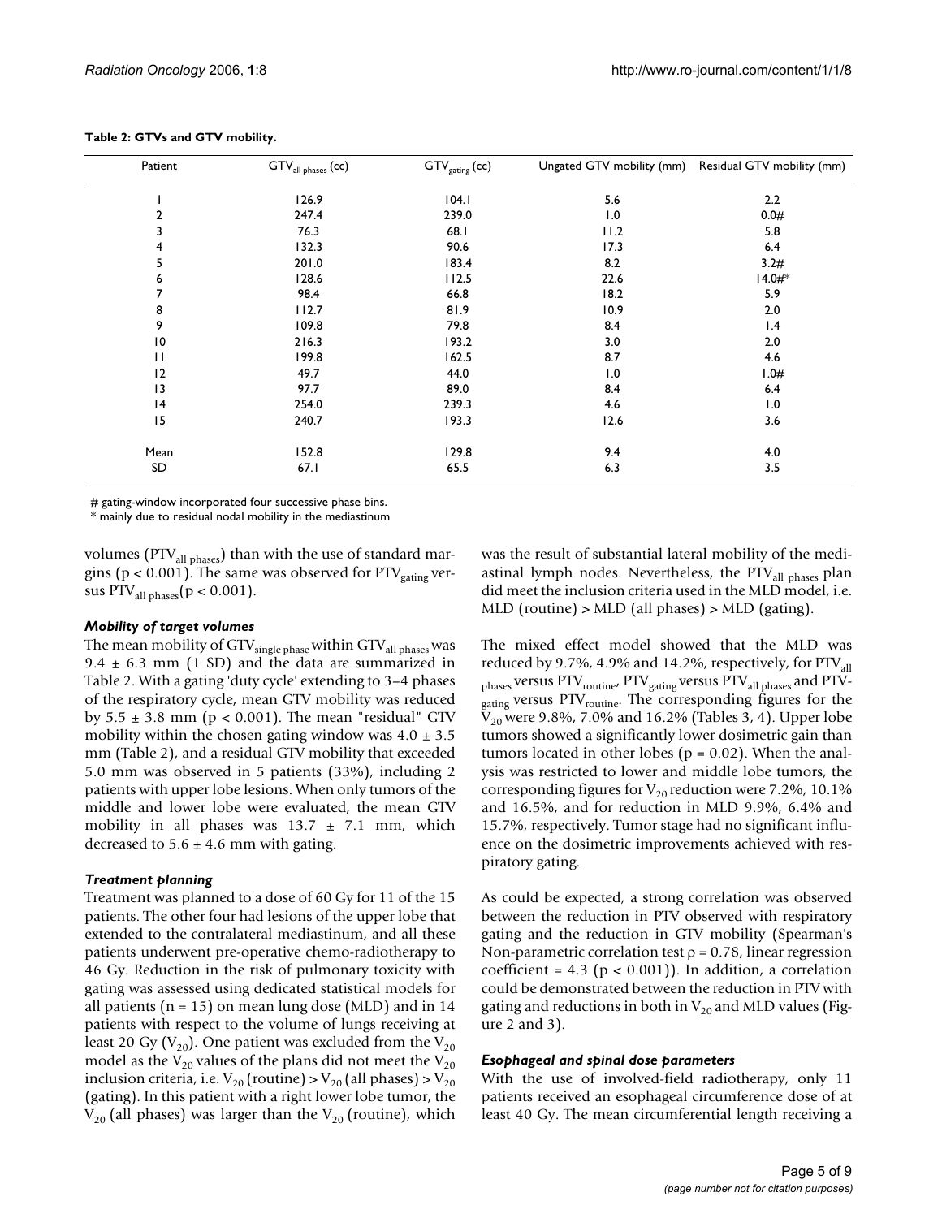**Table 2: GTVs and GTV mobility.**

| Patient | $GTV_{all\ phases}$ (cc) | $GTV_{gating}$ (cc) | Ungated GTV mobility (mm) | Residual GTV mobility (mm) |
|---|---|---|---|---|
| 1 | 126.9 | 104.1 | 5.6 | 2.2 |
| 2 | 247.4 | 239.0 | 1.0 | 0.0# |
| 3 | 76.3 | 68.1 | 11.2 | 5.8 |
| 4 | 132.3 | 90.6 | 17.3 | 6.4 |
| 5 | 201.0 | 183.4 | 8.2 | 3.2# |
| 6 | 128.6 | 112.5 | 22.6 | 14.0#* |
| 7 | 98.4 | 66.8 | 18.2 | 5.9 |
| 8 | 112.7 | 81.9 | 10.9 | 2.0 |
| 9 | 109.8 | 79.8 | 8.4 | 1.4 |
| 10 | 216.3 | 193.2 | 3.0 | 2.0 |
| 11 | 199.8 | 162.5 | 8.7 | 4.6 |
| 12 | 49.7 | 44.0 | 1.0 | 1.0# |
| 13 | 97.7 | 89.0 | 8.4 | 6.4 |
| 14 | 254.0 | 239.3 | 4.6 | 1.0 |
| 15 | 240.7 | 193.3 | 12.6 | 3.6 |
| Mean | 152.8 | 129.8 | 9.4 | 4.0 |
| SD | 67.1 | 65.5 | 6.3 | 3.5 |

# gating-window incorporated four successive phase bins.
* mainly due to residual nodal mobility in the mediastinum

volumes ($PTV_{all\ phases}$) than with the use of standard margins ($p < 0.001$). The same was observed for $PTV_{gating}$ versus $PTV_{all\ phases}$($p < 0.001$).

### *Mobility of target volumes*

The mean mobility of $GTV_{single\ phase}$ within $GTV_{all\ phases}$ was $9.4 \pm 6.3$ mm (1 SD) and the data are summarized in Table 2. With a gating 'duty cycle' extending to 3–4 phases of the respiratory cycle, mean GTV mobility was reduced by $5.5 \pm 3.8$ mm ($p < 0.001$). The mean "residual" GTV mobility within the chosen gating window was $4.0 \pm 3.5$ mm (Table 2), and a residual GTV mobility that exceeded 5.0 mm was observed in 5 patients (33%), including 2 patients with upper lobe lesions. When only tumors of the middle and lower lobe were evaluated, the mean GTV mobility in all phases was $13.7 \pm 7.1$ mm, which decreased to $5.6 \pm 4.6$ mm with gating.

### *Treatment planning*

Treatment was planned to a dose of 60 Gy for 11 of the 15 patients. The other four had lesions of the upper lobe that extended to the contralateral mediastinum, and all these patients underwent pre-operative chemo-radiotherapy to 46 Gy. Reduction in the risk of pulmonary toxicity with gating was assessed using dedicated statistical models for all patients (n = 15) on mean lung dose (MLD) and in 14 patients with respect to the volume of lungs receiving at least 20 Gy ($V_{20}$). One patient was excluded from the $V_{20}$ model as the $V_{20}$ values of the plans did not meet the $V_{20}$ inclusion criteria, i.e. $V_{20}$ (routine) > $V_{20}$ (all phases) > $V_{20}$ (gating). In this patient with a right lower lobe tumor, the $V_{20}$ (all phases) was larger than the $V_{20}$ (routine), which was the result of substantial lateral mobility of the mediastinal lymph nodes. Nevertheless, the $PTV_{all\ phases}$ plan did meet the inclusion criteria used in the MLD model, i.e. MLD (routine) > MLD (all phases) > MLD (gating).

The mixed effect model showed that the MLD was reduced by 9.7%, 4.9% and 14.2%, respectively, for $PTV_{all\ phases}$ versus $PTV_{routine}$, $PTV_{gating}$ versus $PTV_{all\ phases}$ and $PTV_{gating}$ versus $PTV_{routine}$. The corresponding figures for the $V_{20}$ were 9.8%, 7.0% and 16.2% (Tables 3, 4). Upper lobe tumors showed a significantly lower dosimetric gain than tumors located in other lobes ($p = 0.02$). When the analysis was restricted to lower and middle lobe tumors, the corresponding figures for $V_{20}$ reduction were 7.2%, 10.1% and 16.5%, and for reduction in MLD 9.9%, 6.4% and 15.7%, respectively. Tumor stage had no significant influence on the dosimetric improvements achieved with respiratory gating.

As could be expected, a strong correlation was observed between the reduction in PTV observed with respiratory gating and the reduction in GTV mobility (Spearman's Non-parametric correlation test $\rho = 0.78$, linear regression coefficient = 4.3 ($p < 0.001$)). In addition, a correlation could be demonstrated between the reduction in PTV with gating and reductions in both in $V_{20}$ and MLD values (Figure 2 and 3).

### *Esophageal and spinal dose parameters*

With the use of involved-field radiotherapy, only 11 patients received an esophageal circumference dose of at least 40 Gy. The mean circumferential length receiving a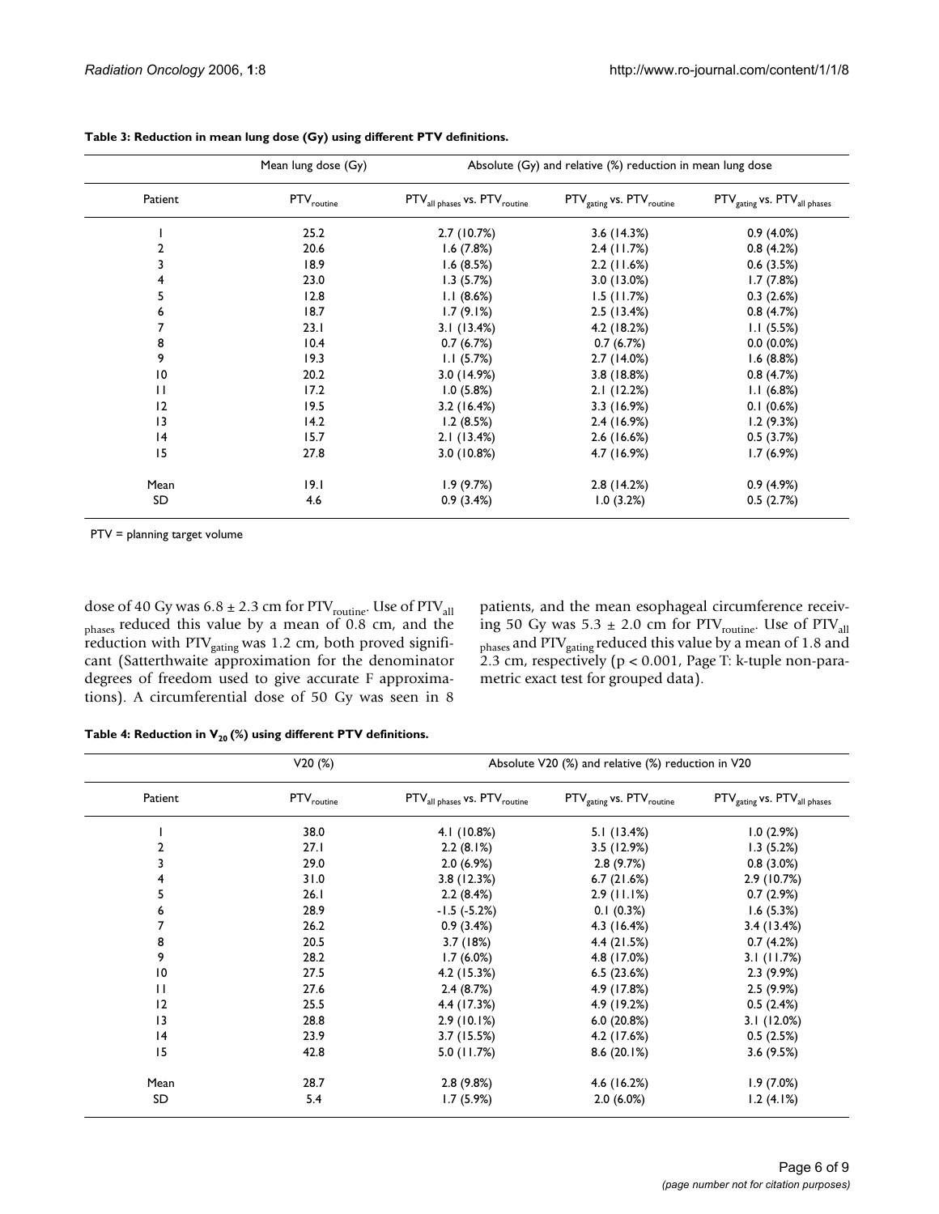**Table 3: Reduction in mean lung dose (Gy) using different PTV definitions.**

| | Mean lung dose (Gy) | Absolute (Gy) and relative (%) reduction in mean lung dose | | |
|---|---|---|---|---|
| Patient | $PTV_{routine}$ | $PTV_{all\ phases}$ vs. $PTV_{routine}$ | $PTV_{gating}$ vs. $PTV_{routine}$ | $PTV_{gating}$ vs. $PTV_{all\ phases}$ |
| 1 | 25.2 | 2.7 (10.7%) | 3.6 (14.3%) | 0.9 (4.0%) |
| 2 | 20.6 | 1.6 (7.8%) | 2.4 (11.7%) | 0.8 (4.2%) |
| 3 | 18.9 | 1.6 (8.5%) | 2.2 (11.6%) | 0.6 (3.5%) |
| 4 | 23.0 | 1.3 (5.7%) | 3.0 (13.0%) | 1.7 (7.8%) |
| 5 | 12.8 | 1.1 (8.6%) | 1.5 (11.7%) | 0.3 (2.6%) |
| 6 | 18.7 | 1.7 (9.1%) | 2.5 (13.4%) | 0.8 (4.7%) |
| 7 | 23.1 | 3.1 (13.4%) | 4.2 (18.2%) | 1.1 (5.5%) |
| 8 | 10.4 | 0.7 (6.7%) | 0.7 (6.7%) | 0.0 (0.0%) |
| 9 | 19.3 | 1.1 (5.7%) | 2.7 (14.0%) | 1.6 (8.8%) |
| 10 | 20.2 | 3.0 (14.9%) | 3.8 (18.8%) | 0.8 (4.7%) |
| 11 | 17.2 | 1.0 (5.8%) | 2.1 (12.2%) | 1.1 (6.8%) |
| 12 | 19.5 | 3.2 (16.4%) | 3.3 (16.9%) | 0.1 (0.6%) |
| 13 | 14.2 | 1.2 (8.5%) | 2.4 (16.9%) | 1.2 (9.3%) |
| 14 | 15.7 | 2.1 (13.4%) | 2.6 (16.6%) | 0.5 (3.7%) |
| 15 | 27.8 | 3.0 (10.8%) | 4.7 (16.9%) | 1.7 (6.9%) |
| Mean | 19.1 | 1.9 (9.7%) | 2.8 (14.2%) | 0.9 (4.9%) |
| SD | 4.6 | 0.9 (3.4%) | 1.0 (3.2%) | 0.5 (2.7%) |

PTV = planning target volume

dose of 40 Gy was 6.8 ± 2.3 cm for $PTV_{routine}$. Use of $PTV_{all\ phases}$ reduced this value by a mean of 0.8 cm, and the reduction with $PTV_{gating}$ was 1.2 cm, both proved significant (Satterthwaite approximation for the denominator degrees of freedom used to give accurate F approximations). A circumferential dose of 50 Gy was seen in 8 patients, and the mean esophageal circumference receiving 50 Gy was 5.3 ± 2.0 cm for $PTV_{routine}$. Use of $PTV_{all\ phases}$ and $PTV_{gating}$ reduced this value by a mean of 1.8 and 2.3 cm, respectively ($p < 0.001$, Page T: k-tuple non-parametric exact test for grouped data).

**Table 4: Reduction in $V_{20}$ (%) using different PTV definitions.**

| | V20 (%) | Absolute V20 (%) and relative (%) reduction in V20 | | |
|---|---|---|---|---|
| Patient | $PTV_{routine}$ | $PTV_{all\ phases}$ vs. $PTV_{routine}$ | $PTV_{gating}$ vs. $PTV_{routine}$ | $PTV_{gating}$ vs. $PTV_{all\ phases}$ |
| 1 | 38.0 | 4.1 (10.8%) | 5.1 (13.4%) | 1.0 (2.9%) |
| 2 | 27.1 | 2.2 (8.1%) | 3.5 (12.9%) | 1.3 (5.2%) |
| 3 | 29.0 | 2.0 (6.9%) | 2.8 (9.7%) | 0.8 (3.0%) |
| 4 | 31.0 | 3.8 (12.3%) | 6.7 (21.6%) | 2.9 (10.7%) |
| 5 | 26.1 | 2.2 (8.4%) | 2.9 (11.1%) | 0.7 (2.9%) |
| 6 | 28.9 | -1.5 (-5.2%) | 0.1 (0.3%) | 1.6 (5.3%) |
| 7 | 26.2 | 0.9 (3.4%) | 4.3 (16.4%) | 3.4 (13.4%) |
| 8 | 20.5 | 3.7 (18%) | 4.4 (21.5%) | 0.7 (4.2%) |
| 9 | 28.2 | 1.7 (6.0%) | 4.8 (17.0%) | 3.1 (11.7%) |
| 10 | 27.5 | 4.2 (15.3%) | 6.5 (23.6%) | 2.3 (9.9%) |
| 11 | 27.6 | 2.4 (8.7%) | 4.9 (17.8%) | 2.5 (9.9%) |
| 12 | 25.5 | 4.4 (17.3%) | 4.9 (19.2%) | 0.5 (2.4%) |
| 13 | 28.8 | 2.9 (10.1%) | 6.0 (20.8%) | 3.1 (12.0%) |
| 14 | 23.9 | 3.7 (15.5%) | 4.2 (17.6%) | 0.5 (2.5%) |
| 15 | 42.8 | 5.0 (11.7%) | 8.6 (20.1%) | 3.6 (9.5%) |
| Mean | 28.7 | 2.8 (9.8%) | 4.6 (16.2%) | 1.9 (7.0%) |
| SD | 5.4 | 1.7 (5.9%) | 2.0 (6.0%) | 1.2 (4.1%) |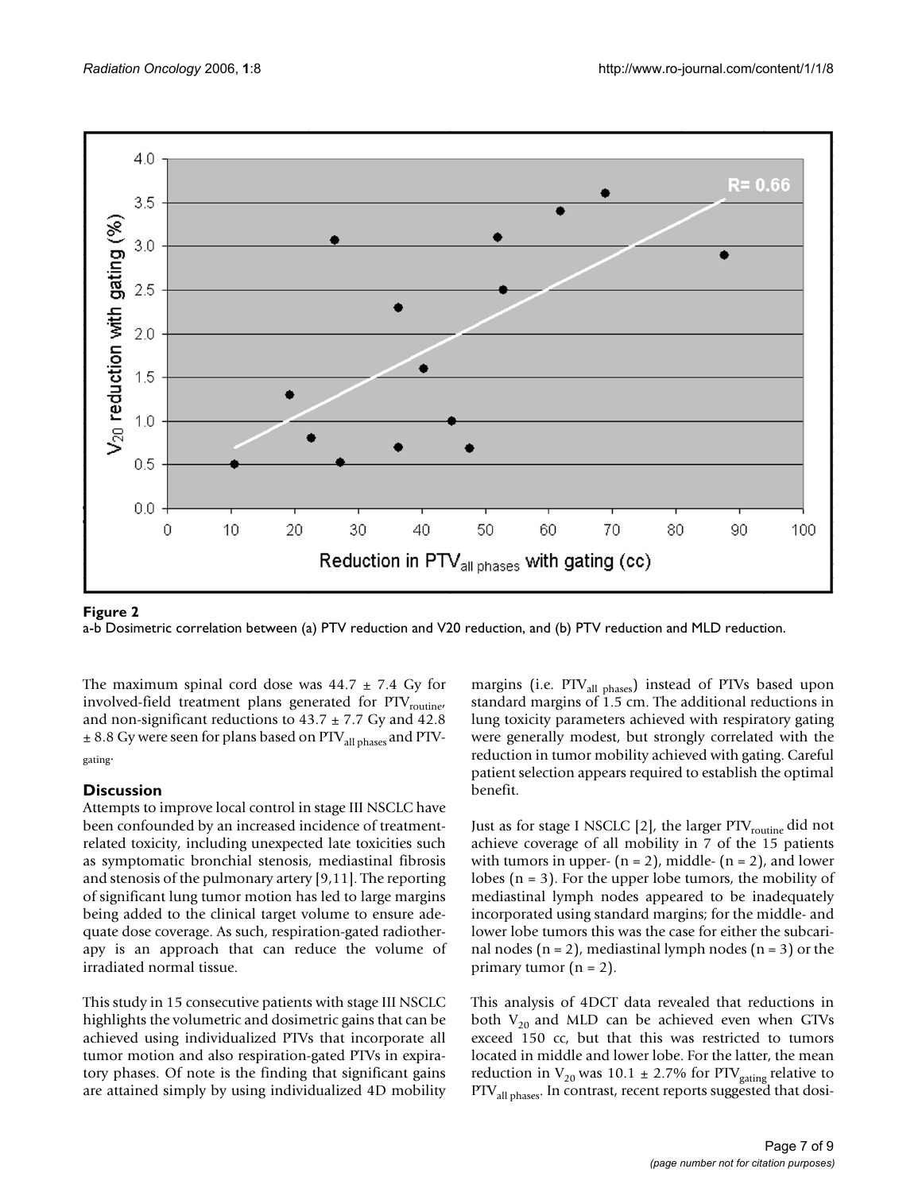4.0
3.5
3.0
2.5
2.0
1.5
1.0
0.5
0.0

0 10 20 30 40 50 60 70 80 90 100

R= 0.66

$V_{20}$ reduction with gating (%)

Reduction in $PTV_{all\ phases}$ with gating (cc)

**Figure 2**

a-b Dosimetric correlation between (a) PTV reduction and V20 reduction, and (b) PTV reduction and MLD reduction.

The maximum spinal cord dose was 44.7 ± 7.4 Gy for involved-field treatment plans generated for $PTV_{routine}$, and non-significant reductions to 43.7 ± 7.7 Gy and 42.8 ± 8.8 Gy were seen for plans based on $PTV_{all\ phases}$ and $PTV_{gating}$.

## Discussion

Attempts to improve local control in stage III NSCLC have been confounded by an increased incidence of treatment-related toxicity, including unexpected late toxicities such as symptomatic bronchial stenosis, mediastinal fibrosis and stenosis of the pulmonary artery [9,11]. The reporting of significant lung tumor motion has led to large margins being added to the clinical target volume to ensure adequate dose coverage. As such, respiration-gated radiotherapy is an approach that can reduce the volume of irradiated normal tissue.

This study in 15 consecutive patients with stage III NSCLC highlights the volumetric and dosimetric gains that can be achieved using individualized PTVs that incorporate all tumor motion and also respiration-gated PTVs in expiratory phases. Of note is the finding that significant gains are attained simply by using individualized 4D mobility margins (i.e. $PTV_{all\ phases}$) instead of PTVs based upon standard margins of 1.5 cm. The additional reductions in lung toxicity parameters achieved with respiratory gating were generally modest, but strongly correlated with the reduction in tumor mobility achieved with gating. Careful patient selection appears required to establish the optimal benefit.

Just as for stage I NSCLC [2], the larger $PTV_{routine}$ did not achieve coverage of all mobility in 7 of the 15 patients with tumors in upper- (n = 2), middle- (n = 2), and lower lobes (n = 3). For the upper lobe tumors, the mobility of mediastinal lymph nodes appeared to be inadequately incorporated using standard margins; for the middle- and lower lobe tumors this was the case for either the subcarinal nodes (n = 2), mediastinal lymph nodes (n = 3) or the primary tumor (n = 2).

This analysis of 4DCT data revealed that reductions in both $V_{20}$ and MLD can be achieved even when GTVs exceed 150 cc, but that this was restricted to tumors located in middle and lower lobe. For the latter, the mean reduction in $V_{20}$ was 10.1 ± 2.7% for $PTV_{gating}$ relative to $PTV_{all\ phases}$. In contrast, recent reports suggested that dosi-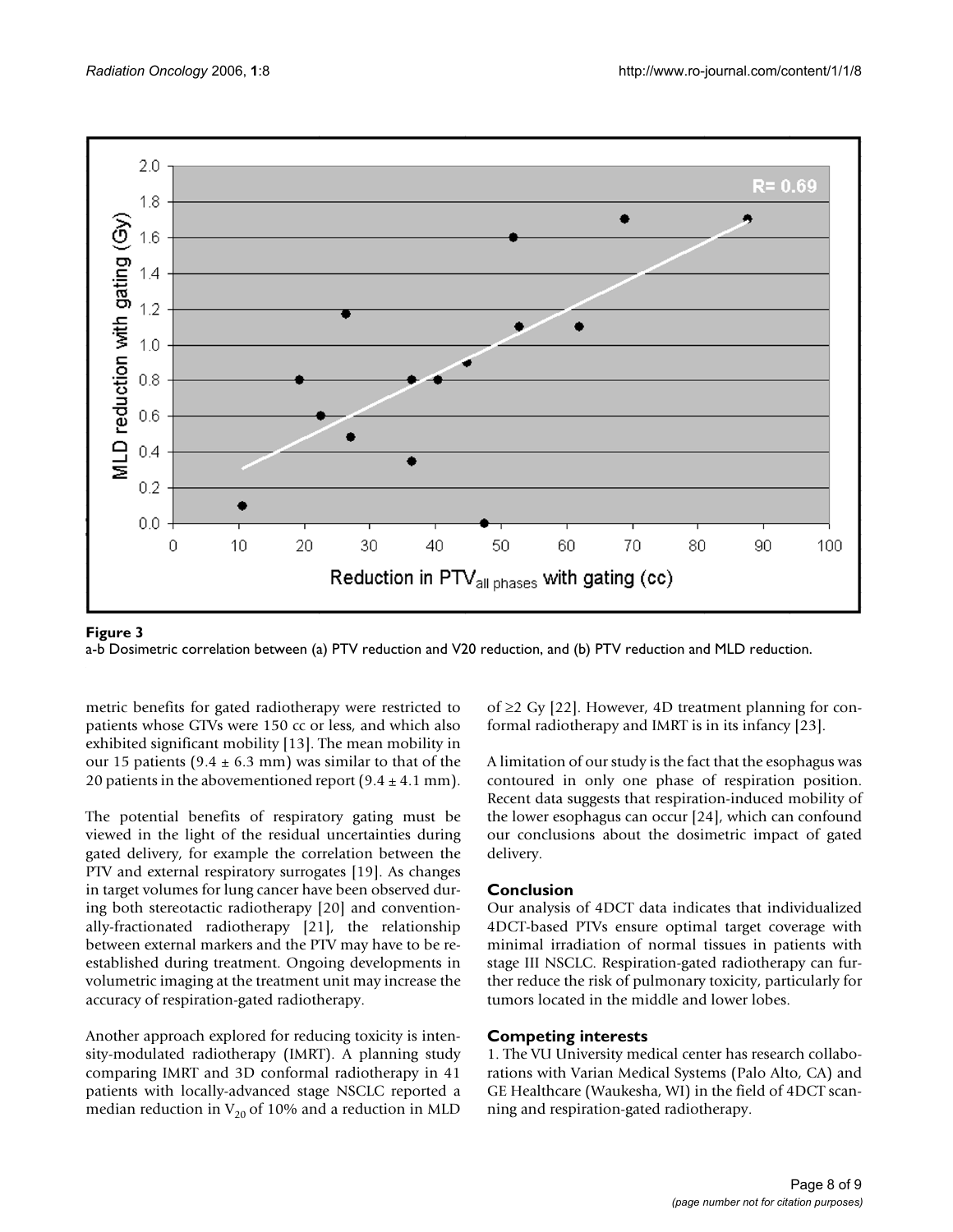R= 0.69

MLD reduction with gating (Gy)

2.0
1.8
1.6
1.4
1.2
1.0
0.8
0.6
0.4
0.2
0.0

0 10 20 30 40 50 60 70 80 90 100

Reduction in $PTV_{all\ phases}$ with gating (cc)

**Figure 3**
a-b Dosimetric correlation between (a) PTV reduction and V20 reduction, and (b) PTV reduction and MLD reduction.

metric benefits for gated radiotherapy were restricted to patients whose GTVs were 150 cc or less, and which also exhibited significant mobility [13]. The mean mobility in our 15 patients (9.4 ± 6.3 mm) was similar to that of the 20 patients in the abovementioned report (9.4 ± 4.1 mm).

The potential benefits of respiratory gating must be viewed in the light of the residual uncertainties during gated delivery, for example the correlation between the PTV and external respiratory surrogates [19]. As changes in target volumes for lung cancer have been observed during both stereotactic radiotherapy [20] and conventionally-fractionated radiotherapy [21], the relationship between external markers and the PTV may have to be re-established during treatment. Ongoing developments in volumetric imaging at the treatment unit may increase the accuracy of respiration-gated radiotherapy.

Another approach explored for reducing toxicity is intensity-modulated radiotherapy (IMRT). A planning study comparing IMRT and 3D conformal radiotherapy in 41 patients with locally-advanced stage NSCLC reported a median reduction in $V_{20}$ of 10% and a reduction in MLD of ≥2 Gy [22]. However, 4D treatment planning for conformal radiotherapy and IMRT is in its infancy [23].

A limitation of our study is the fact that the esophagus was contoured in only one phase of respiration position. Recent data suggests that respiration-induced mobility of the lower esophagus can occur [24], which can confound our conclusions about the dosimetric impact of gated delivery.

## Conclusion

Our analysis of 4DCT data indicates that individualized 4DCT-based PTVs ensure optimal target coverage with minimal irradiation of normal tissues in patients with stage III NSCLC. Respiration-gated radiotherapy can further reduce the risk of pulmonary toxicity, particularly for tumors located in the middle and lower lobes.

## Competing interests

1. The VU University medical center has research collaborations with Varian Medical Systems (Palo Alto, CA) and GE Healthcare (Waukesha, WI) in the field of 4DCT scanning and respiration-gated radiotherapy.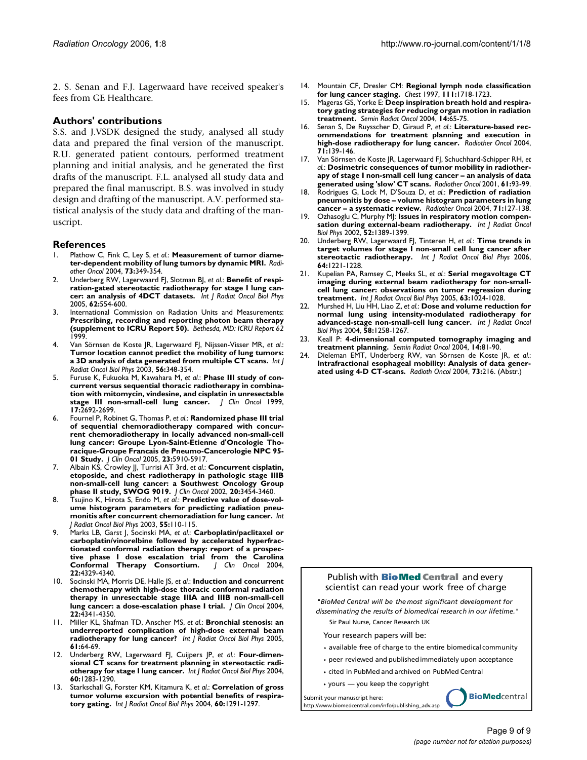2. S. Senan and F.J. Lagerwaard have received speaker's fees from GE Healthcare.

## Authors' contributions

S.S. and J.VSDK designed the study, analysed all study data and prepared the final version of the manuscript. R.U. generated patient contours, performed treatment planning and initial analysis, and he generated the first drafts of the manuscript. F.L. analysed all study data and prepared the final manuscript. B.S. was involved in study design and drafting of the manuscript. A.V. performed statistical analysis of the study data and drafting of the manuscript.

## References

1. Plathow C, Fink C, Ley S, *et al.*: **Measurement of tumor diameter-dependent mobility of lung tumors by dynamic MRI.** *Radiother Oncol* 2004, **73:**349-354.
2. Underberg RW, Lagerwaard FJ, Slotman BJ, *et al.*: **Benefit of respiration-gated stereotactic radiotherapy for stage I lung cancer: an analysis of 4DCT datasets.** *Int J Radiat Oncol Biol Phys* 2005, **62:**554-600.
3. International Commission on Radiation Units and Measurements: **Prescribing, recording and reporting photon beam therapy (supplement to ICRU Report 50).** *Bethesda, MD: ICRU Report 62* 1999.
4. Van Sörnsen de Koste JR, Lagerwaard FJ, Nijssen-Visser MR, *et al.*: **Tumor location cannot predict the mobility of lung tumors: a 3D analysis of data generated from multiple CT scans.** *Int J Radiat Oncol Biol Phys* 2003, **56:**348-354.
5. Furuse K, Fukuoka M, Kawahara M, *et al.*: **Phase III study of concurrent versus sequential thoracic radiotherapy in combination with mitomycin, vindesine, and cisplatin in unresectable stage III non-small-cell lung cancer.** *J Clin Oncol* 1999, **17:**2692-2699.
6. Fournel P, Robinet G, Thomas P, *et al.*: **Randomized phase III trial of sequential chemoradiotherapy compared with concurrent chemoradiotherapy in locally advanced non-small-cell lung cancer: Groupe Lyon-Saint-Etienne d'Oncologie Thoracique-Groupe Francais de Pneumo-Cancerologie NPC 95-01 Study.** *J Clin Oncol* 2005, **23:**5910-5917.
7. Albain KS, Crowley JJ, Turrisi AT 3rd, *et al.*: **Concurrent cisplatin, etoposide, and chest radiotherapy in pathologic stage IIIB non-small-cell lung cancer: a Southwest Oncology Group phase II study, SWOG 9019.** *J Clin Oncol* 2002, **20:**3454-3460.
8. Tsujino K, Hirota S, Endo M, *et al.*: **Predictive value of dose-volume histogram parameters for predicting radiation pneumonitis after concurrent chemoradiation for lung cancer.** *Int J Radiat Oncol Biol Phys* 2003, **55:**110-115.
9. Marks LB, Garst J, Socinski MA, *et al.*: **Carboplatin/paclitaxel or carboplatin/vinorelbine followed by accelerated hyperfractionated conformal radiation therapy: report of a prospective phase I dose escalation trial from the Carolina Conformal Therapy Consortium.** *J Clin Oncol* 2004, **22:**4329-4340.
10. Socinski MA, Morris DE, Halle JS, *et al.*: **Induction and concurrent chemotherapy with high-dose thoracic conformal radiation therapy in unresectable stage IIIA and IIIB non-small-cell lung cancer: a dose-escalation phase I trial.** *J Clin Oncol* 2004, **22:**4341-4350.
11. Miller KL, Shafman TD, Anscher MS, *et al.*: **Bronchial stenosis: an underreported complication of high-dose external beam radiotherapy for lung cancer?** *Int J Radiat Oncol Biol Phys* 2005, **61:**64-69.
12. Underberg RW, Lagerwaard FJ, Cuijpers JP, *et al.*: **Four-dimensional CT scans for treatment planning in stereotactic radiotherapy for stage I lung cancer.** *Int J Radiat Oncol Biol Phys* 2004, **60:**1283-1290.
13. Starkschall G, Forster KM, Kitamura K, *et al.*: **Correlation of gross tumor volume excursion with potential benefits of respiratory gating.** *Int J Radiat Oncol Biol Phys* 2004, **60:**1291-1297.
14. Mountain CF, Dresler CM: **Regional lymph node classification for lung cancer staging.** *Chest* 1997, **111:**1718-1723.
15. Mageras GS, Yorke E: **Deep inspiration breath hold and respiratory gating strategies for reducing organ motion in radiation treatment.** *Semin Radiat Oncol* 2004, **14:**65-75.
16. Senan S, De Ruysscher D, Giraud P, *et al.*: **Literature-based recommendations for treatment planning and execution in high-dose radiotherapy for lung cancer.** *Radiother Oncol* 2004, **71:**139-146.
17. Van Sörnsen de Koste JR, Lagerwaard FJ, Schuchhard-Schipper RH, *et al.*: **Dosimetric consequences of tumor mobility in radiotherapy of stage I non-small cell lung cancer – an analysis of data generated using 'slow' CT scans.** *Radiother Oncol* 2001, **61:**93-99.
18. Rodrigues G, Lock M, D'Souza D, *et al.*: **Prediction of radiation pneumonitis by dose – volume histogram parameters in lung cancer – a systematic review.** *Radiother Oncol* 2004, **71:**127-138.
19. Ozhasoglu C, Murphy MJ: **Issues in respiratory motion compensation during external-beam radiotherapy.** *Int J Radiat Oncol Biol Phys* 2002, **52:**1389-1399.
20. Underberg RW, Lagerwaard FJ, Tinteren H, *et al.*: **Time trends in target volumes for stage I non-small cell lung cancer after stereotactic radiotherapy.** *Int J Radiat Oncol Biol Phys* 2006, **64:**1221-1228.
21. Kupelian PA, Ramsey C, Meeks SL, *et al.*: **Serial megavoltage CT imaging during external beam radiotherapy for non-small-cell lung cancer: observations on tumor regression during treatment.** *Int J Radiat Oncol Biol Phys* 2005, **63:**1024-1028.
22. Murshed H, Liu HH, Liao Z, *et al.*: **Dose and volume reduction for normal lung using intensity-modulated radiotherapy for advanced-stage non-small-cell lung cancer.** *Int J Radiat Oncol Biol Phys* 2004, **58:**1258-1267.
23. Keall P: **4-dimensional computed tomography imaging and treatment planning.** *Semin Radiat Oncol* 2004, **14:**81-90.
24. Dieleman EMT, Underberg RW, van Sörnsen de Koste JR, *et al.*: **Intrafractional esophageal mobility: Analysis of data generated using 4-D CT-scans.** *Radioth Oncol* 2004, **73:**216. (Abstr.)

Publish with **BioMed Central** and every scientist can read your work free of charge

*"BioMed Central will be the most significant development for disseminating the results of biomedical research in our lifetime."*

Sir Paul Nurse, Cancer Research UK

Your research papers will be:

- available free of charge to the entire biomedical community
- peer reviewed and published immediately upon acceptance
- cited in PubMed and archived on PubMed Central
- yours — you keep the copyright

Submit your manuscript here:
http://www.biomedcentral.com/info/publishing_adv.asp

BioMedcentral